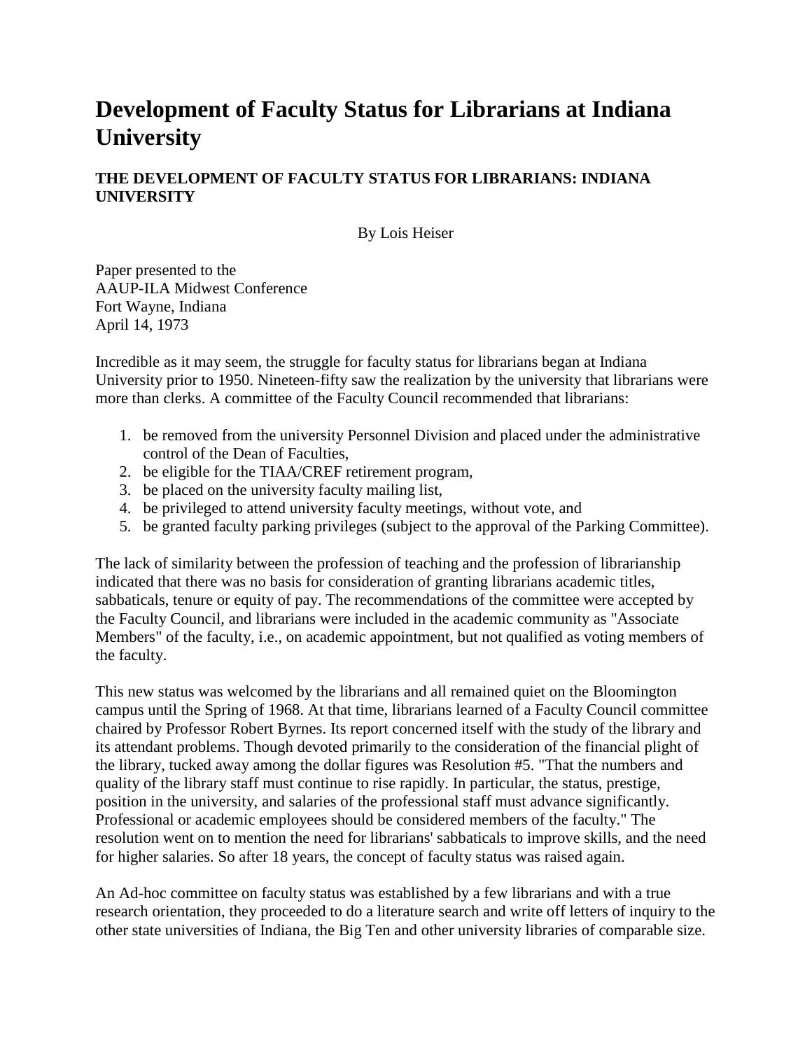# Development of Faculty Status for Librarians at Indiana University

### THE DEVELOPMENT OF FACULTY STATUS FOR LIBRARIANS: INDIANA UNIVERSITY

By Lois Heiser

Paper presented to the
AAUP-ILA Midwest Conference
Fort Wayne, Indiana
April 14, 1973

Incredible as it may seem, the struggle for faculty status for librarians began at Indiana University prior to 1950. Nineteen-fifty saw the realization by the university that librarians were more than clerks. A committee of the Faculty Council recommended that librarians:

1. be removed from the university Personnel Division and placed under the administrative control of the Dean of Faculties,
2. be eligible for the TIAA/CREF retirement program,
3. be placed on the university faculty mailing list,
4. be privileged to attend university faculty meetings, without vote, and
5. be granted faculty parking privileges (subject to the approval of the Parking Committee).

The lack of similarity between the profession of teaching and the profession of librarianship indicated that there was no basis for consideration of granting librarians academic titles, sabbaticals, tenure or equity of pay. The recommendations of the committee were accepted by the Faculty Council, and librarians were included in the academic community as "Associate Members" of the faculty, i.e., on academic appointment, but not qualified as voting members of the faculty.

This new status was welcomed by the librarians and all remained quiet on the Bloomington campus until the Spring of 1968. At that time, librarians learned of a Faculty Council committee chaired by Professor Robert Byrnes. Its report concerned itself with the study of the library and its attendant problems. Though devoted primarily to the consideration of the financial plight of the library, tucked away among the dollar figures was Resolution #5. "That the numbers and quality of the library staff must continue to rise rapidly. In particular, the status, prestige, position in the university, and salaries of the professional staff must advance significantly. Professional or academic employees should be considered members of the faculty." The resolution went on to mention the need for librarians' sabbaticals to improve skills, and the need for higher salaries. So after 18 years, the concept of faculty status was raised again.

An Ad-hoc committee on faculty status was established by a few librarians and with a true research orientation, they proceeded to do a literature search and write off letters of inquiry to the other state universities of Indiana, the Big Ten and other university libraries of comparable size.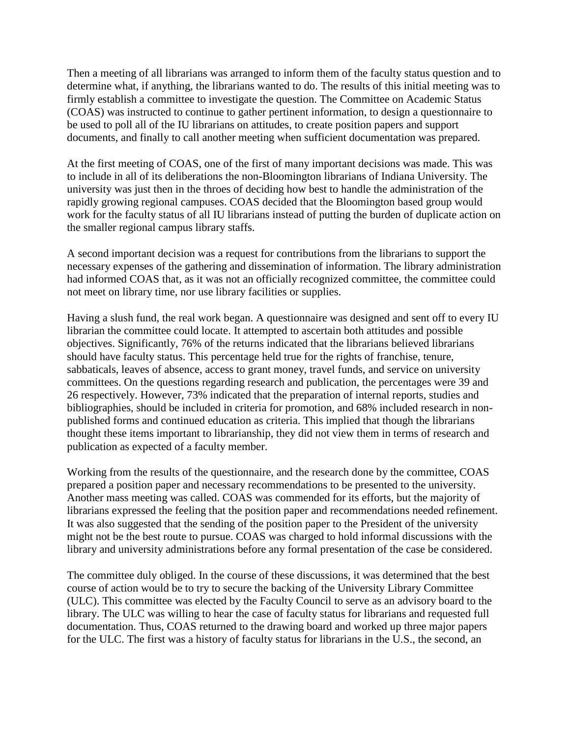Then a meeting of all librarians was arranged to inform them of the faculty status question and to determine what, if anything, the librarians wanted to do. The results of this initial meeting was to firmly establish a committee to investigate the question. The Committee on Academic Status (COAS) was instructed to continue to gather pertinent information, to design a questionnaire to be used to poll all of the IU librarians on attitudes, to create position papers and support documents, and finally to call another meeting when sufficient documentation was prepared.

At the first meeting of COAS, one of the first of many important decisions was made. This was to include in all of its deliberations the non-Bloomington librarians of Indiana University. The university was just then in the throes of deciding how best to handle the administration of the rapidly growing regional campuses. COAS decided that the Bloomington based group would work for the faculty status of all IU librarians instead of putting the burden of duplicate action on the smaller regional campus library staffs.

A second important decision was a request for contributions from the librarians to support the necessary expenses of the gathering and dissemination of information. The library administration had informed COAS that, as it was not an officially recognized committee, the committee could not meet on library time, nor use library facilities or supplies.

Having a slush fund, the real work began. A questionnaire was designed and sent off to every IU librarian the committee could locate. It attempted to ascertain both attitudes and possible objectives. Significantly, 76% of the returns indicated that the librarians believed librarians should have faculty status. This percentage held true for the rights of franchise, tenure, sabbaticals, leaves of absence, access to grant money, travel funds, and service on university committees. On the questions regarding research and publication, the percentages were 39 and 26 respectively. However, 73% indicated that the preparation of internal reports, studies and bibliographies, should be included in criteria for promotion, and 68% included research in non-published forms and continued education as criteria. This implied that though the librarians thought these items important to librarianship, they did not view them in terms of research and publication as expected of a faculty member.

Working from the results of the questionnaire, and the research done by the committee, COAS prepared a position paper and necessary recommendations to be presented to the university. Another mass meeting was called. COAS was commended for its efforts, but the majority of librarians expressed the feeling that the position paper and recommendations needed refinement. It was also suggested that the sending of the position paper to the President of the university might not be the best route to pursue. COAS was charged to hold informal discussions with the library and university administrations before any formal presentation of the case be considered.

The committee duly obliged. In the course of these discussions, it was determined that the best course of action would be to try to secure the backing of the University Library Committee (ULC). This committee was elected by the Faculty Council to serve as an advisory board to the library. The ULC was willing to hear the case of faculty status for librarians and requested full documentation. Thus, COAS returned to the drawing board and worked up three major papers for the ULC. The first was a history of faculty status for librarians in the U.S., the second, an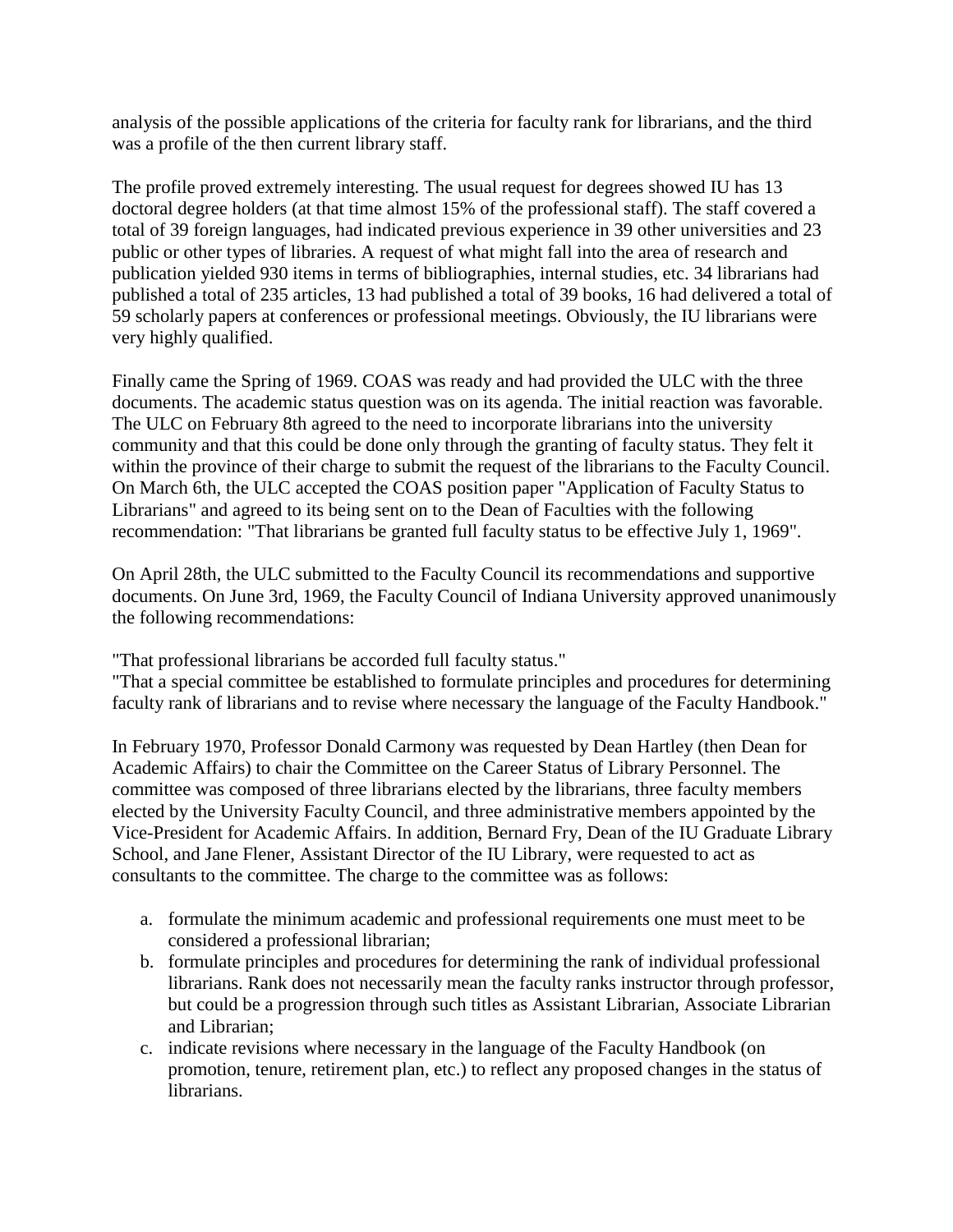analysis of the possible applications of the criteria for faculty rank for librarians, and the third was a profile of the then current library staff.

The profile proved extremely interesting. The usual request for degrees showed IU has 13 doctoral degree holders (at that time almost 15% of the professional staff). The staff covered a total of 39 foreign languages, had indicated previous experience in 39 other universities and 23 public or other types of libraries. A request of what might fall into the area of research and publication yielded 930 items in terms of bibliographies, internal studies, etc. 34 librarians had published a total of 235 articles, 13 had published a total of 39 books, 16 had delivered a total of 59 scholarly papers at conferences or professional meetings. Obviously, the IU librarians were very highly qualified.

Finally came the Spring of 1969. COAS was ready and had provided the ULC with the three documents. The academic status question was on its agenda. The initial reaction was favorable. The ULC on February 8th agreed to the need to incorporate librarians into the university community and that this could be done only through the granting of faculty status. They felt it within the province of their charge to submit the request of the librarians to the Faculty Council. On March 6th, the ULC accepted the COAS position paper "Application of Faculty Status to Librarians" and agreed to its being sent on to the Dean of Faculties with the following recommendation: "That librarians be granted full faculty status to be effective July 1, 1969".

On April 28th, the ULC submitted to the Faculty Council its recommendations and supportive documents. On June 3rd, 1969, the Faculty Council of Indiana University approved unanimously the following recommendations:

"That professional librarians be accorded full faculty status."
"That a special committee be established to formulate principles and procedures for determining faculty rank of librarians and to revise where necessary the language of the Faculty Handbook."

In February 1970, Professor Donald Carmony was requested by Dean Hartley (then Dean for Academic Affairs) to chair the Committee on the Career Status of Library Personnel. The committee was composed of three librarians elected by the librarians, three faculty members elected by the University Faculty Council, and three administrative members appointed by the Vice-President for Academic Affairs. In addition, Bernard Fry, Dean of the IU Graduate Library School, and Jane Flener, Assistant Director of the IU Library, were requested to act as consultants to the committee. The charge to the committee was as follows:

a. formulate the minimum academic and professional requirements one must meet to be considered a professional librarian;
b. formulate principles and procedures for determining the rank of individual professional librarians. Rank does not necessarily mean the faculty ranks instructor through professor, but could be a progression through such titles as Assistant Librarian, Associate Librarian and Librarian;
c. indicate revisions where necessary in the language of the Faculty Handbook (on promotion, tenure, retirement plan, etc.) to reflect any proposed changes in the status of librarians.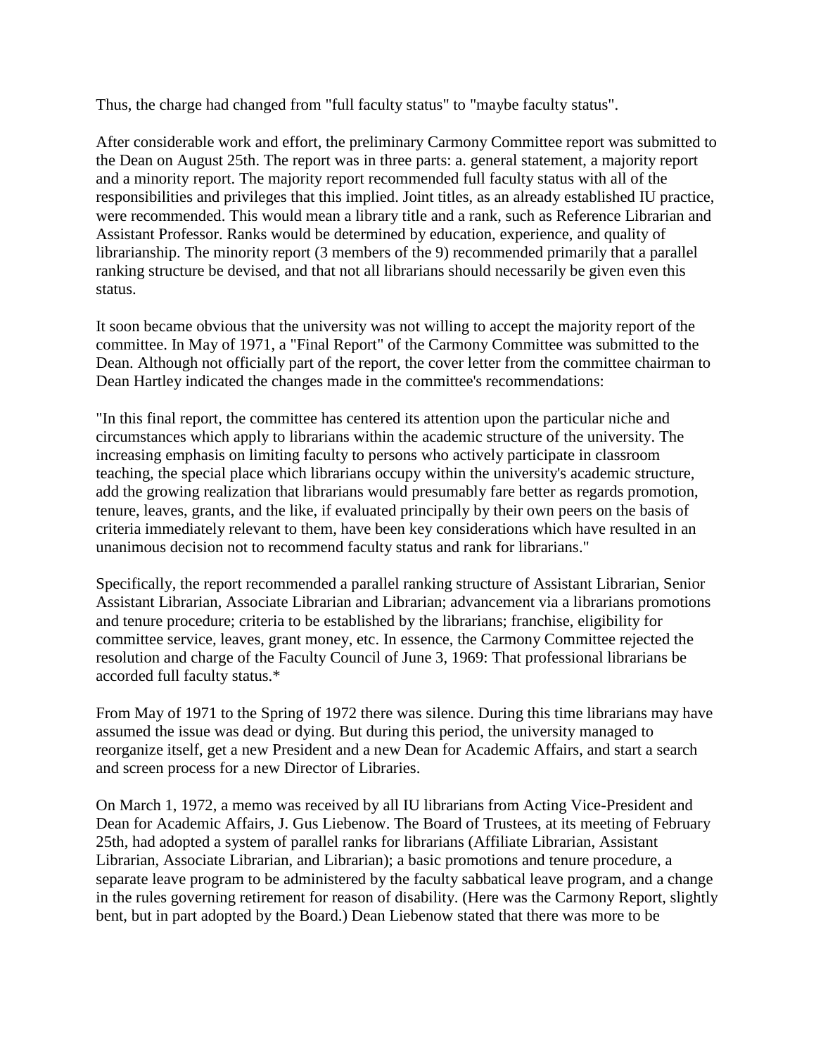Thus, the charge had changed from "full faculty status" to "maybe faculty status".

After considerable work and effort, the preliminary Carmony Committee report was submitted to the Dean on August 25th. The report was in three parts: a. general statement, a majority report and a minority report. The majority report recommended full faculty status with all of the responsibilities and privileges that this implied. Joint titles, as an already established IU practice, were recommended. This would mean a library title and a rank, such as Reference Librarian and Assistant Professor. Ranks would be determined by education, experience, and quality of librarianship. The minority report (3 members of the 9) recommended primarily that a parallel ranking structure be devised, and that not all librarians should necessarily be given even this status.

It soon became obvious that the university was not willing to accept the majority report of the committee. In May of 1971, a "Final Report" of the Carmony Committee was submitted to the Dean. Although not officially part of the report, the cover letter from the committee chairman to Dean Hartley indicated the changes made in the committee's recommendations:

"In this final report, the committee has centered its attention upon the particular niche and circumstances which apply to librarians within the academic structure of the university. The increasing emphasis on limiting faculty to persons who actively participate in classroom teaching, the special place which librarians occupy within the university's academic structure, add the growing realization that librarians would presumably fare better as regards promotion, tenure, leaves, grants, and the like, if evaluated principally by their own peers on the basis of criteria immediately relevant to them, have been key considerations which have resulted in an unanimous decision not to recommend faculty status and rank for librarians."

Specifically, the report recommended a parallel ranking structure of Assistant Librarian, Senior Assistant Librarian, Associate Librarian and Librarian; advancement via a librarians promotions and tenure procedure; criteria to be established by the librarians; franchise, eligibility for committee service, leaves, grant money, etc. In essence, the Carmony Committee rejected the resolution and charge of the Faculty Council of June 3, 1969: That professional librarians be accorded full faculty status.*

From May of 1971 to the Spring of 1972 there was silence. During this time librarians may have assumed the issue was dead or dying. But during this period, the university managed to reorganize itself, get a new President and a new Dean for Academic Affairs, and start a search and screen process for a new Director of Libraries.

On March 1, 1972, a memo was received by all IU librarians from Acting Vice-President and Dean for Academic Affairs, J. Gus Liebenow. The Board of Trustees, at its meeting of February 25th, had adopted a system of parallel ranks for librarians (Affiliate Librarian, Assistant Librarian, Associate Librarian, and Librarian); a basic promotions and tenure procedure, a separate leave program to be administered by the faculty sabbatical leave program, and a change in the rules governing retirement for reason of disability. (Here was the Carmony Report, slightly bent, but in part adopted by the Board.) Dean Liebenow stated that there was more to be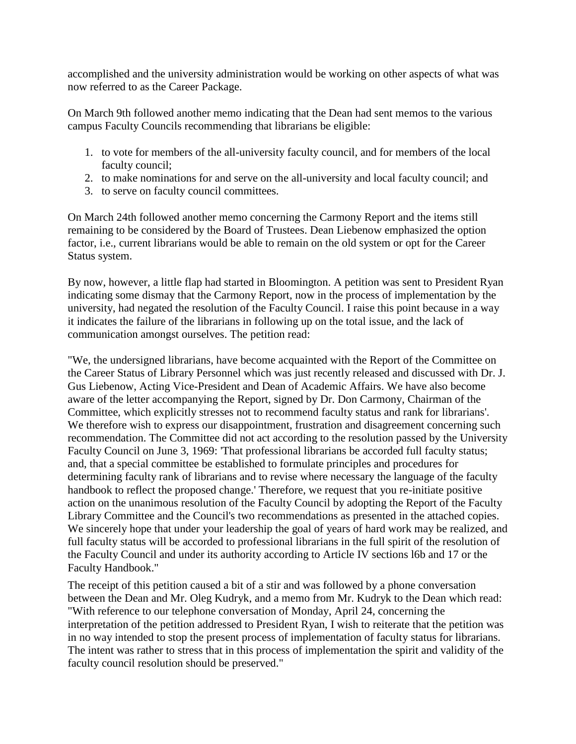accomplished and the university administration would be working on other aspects of what was now referred to as the Career Package.

On March 9th followed another memo indicating that the Dean had sent memos to the various campus Faculty Councils recommending that librarians be eligible:

1. to vote for members of the all-university faculty council, and for members of the local faculty council;
2. to make nominations for and serve on the all-university and local faculty council; and
3. to serve on faculty council committees.

On March 24th followed another memo concerning the Carmony Report and the items still remaining to be considered by the Board of Trustees. Dean Liebenow emphasized the option factor, i.e., current librarians would be able to remain on the old system or opt for the Career Status system.

By now, however, a little flap had started in Bloomington. A petition was sent to President Ryan indicating some dismay that the Carmony Report, now in the process of implementation by the university, had negated the resolution of the Faculty Council. I raise this point because in a way it indicates the failure of the librarians in following up on the total issue, and the lack of communication amongst ourselves. The petition read:

"We, the undersigned librarians, have become acquainted with the Report of the Committee on the Career Status of Library Personnel which was just recently released and discussed with Dr. J. Gus Liebenow, Acting Vice-President and Dean of Academic Affairs. We have also become aware of the letter accompanying the Report, signed by Dr. Don Carmony, Chairman of the Committee, which explicitly stresses not to recommend faculty status and rank for librarians'. We therefore wish to express our disappointment, frustration and disagreement concerning such recommendation. The Committee did not act according to the resolution passed by the University Faculty Council on June 3, 1969: 'That professional librarians be accorded full faculty status; and, that a special committee be established to formulate principles and procedures for determining faculty rank of librarians and to revise where necessary the language of the faculty handbook to reflect the proposed change.' Therefore, we request that you re-initiate positive action on the unanimous resolution of the Faculty Council by adopting the Report of the Faculty Library Committee and the Council's two recommendations as presented in the attached copies. We sincerely hope that under your leadership the goal of years of hard work may be realized, and full faculty status will be accorded to professional librarians in the full spirit of the resolution of the Faculty Council and under its authority according to Article IV sections l6b and 17 or the Faculty Handbook."

The receipt of this petition caused a bit of a stir and was followed by a phone conversation between the Dean and Mr. Oleg Kudryk, and a memo from Mr. Kudryk to the Dean which read: "With reference to our telephone conversation of Monday, April 24, concerning the interpretation of the petition addressed to President Ryan, I wish to reiterate that the petition was in no way intended to stop the present process of implementation of faculty status for librarians. The intent was rather to stress that in this process of implementation the spirit and validity of the faculty council resolution should be preserved."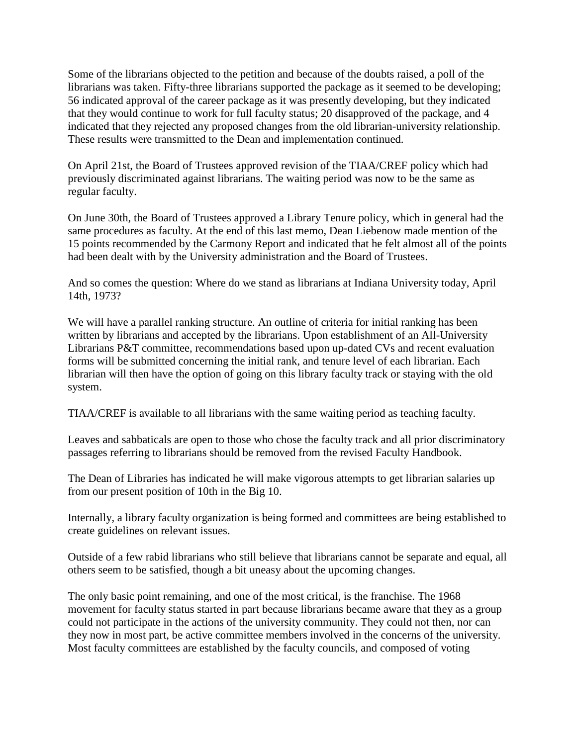Some of the librarians objected to the petition and because of the doubts raised, a poll of the librarians was taken. Fifty-three librarians supported the package as it seemed to be developing; 56 indicated approval of the career package as it was presently developing, but they indicated that they would continue to work for full faculty status; 20 disapproved of the package, and 4 indicated that they rejected any proposed changes from the old librarian-university relationship. These results were transmitted to the Dean and implementation continued.

On April 21st, the Board of Trustees approved revision of the TIAA/CREF policy which had previously discriminated against librarians. The waiting period was now to be the same as regular faculty.

On June 30th, the Board of Trustees approved a Library Tenure policy, which in general had the same procedures as faculty. At the end of this last memo, Dean Liebenow made mention of the 15 points recommended by the Carmony Report and indicated that he felt almost all of the points had been dealt with by the University administration and the Board of Trustees.

And so comes the question: Where do we stand as librarians at Indiana University today, April 14th, 1973?

We will have a parallel ranking structure. An outline of criteria for initial ranking has been written by librarians and accepted by the librarians. Upon establishment of an All-University Librarians P&T committee, recommendations based upon up-dated CVs and recent evaluation forms will be submitted concerning the initial rank, and tenure level of each librarian. Each librarian will then have the option of going on this library faculty track or staying with the old system.

TIAA/CREF is available to all librarians with the same waiting period as teaching faculty.

Leaves and sabbaticals are open to those who chose the faculty track and all prior discriminatory passages referring to librarians should be removed from the revised Faculty Handbook.

The Dean of Libraries has indicated he will make vigorous attempts to get librarian salaries up from our present position of 10th in the Big 10.

Internally, a library faculty organization is being formed and committees are being established to create guidelines on relevant issues.

Outside of a few rabid librarians who still believe that librarians cannot be separate and equal, all others seem to be satisfied, though a bit uneasy about the upcoming changes.

The only basic point remaining, and one of the most critical, is the franchise. The 1968 movement for faculty status started in part because librarians became aware that they as a group could not participate in the actions of the university community. They could not then, nor can they now in most part, be active committee members involved in the concerns of the university. Most faculty committees are established by the faculty councils, and composed of voting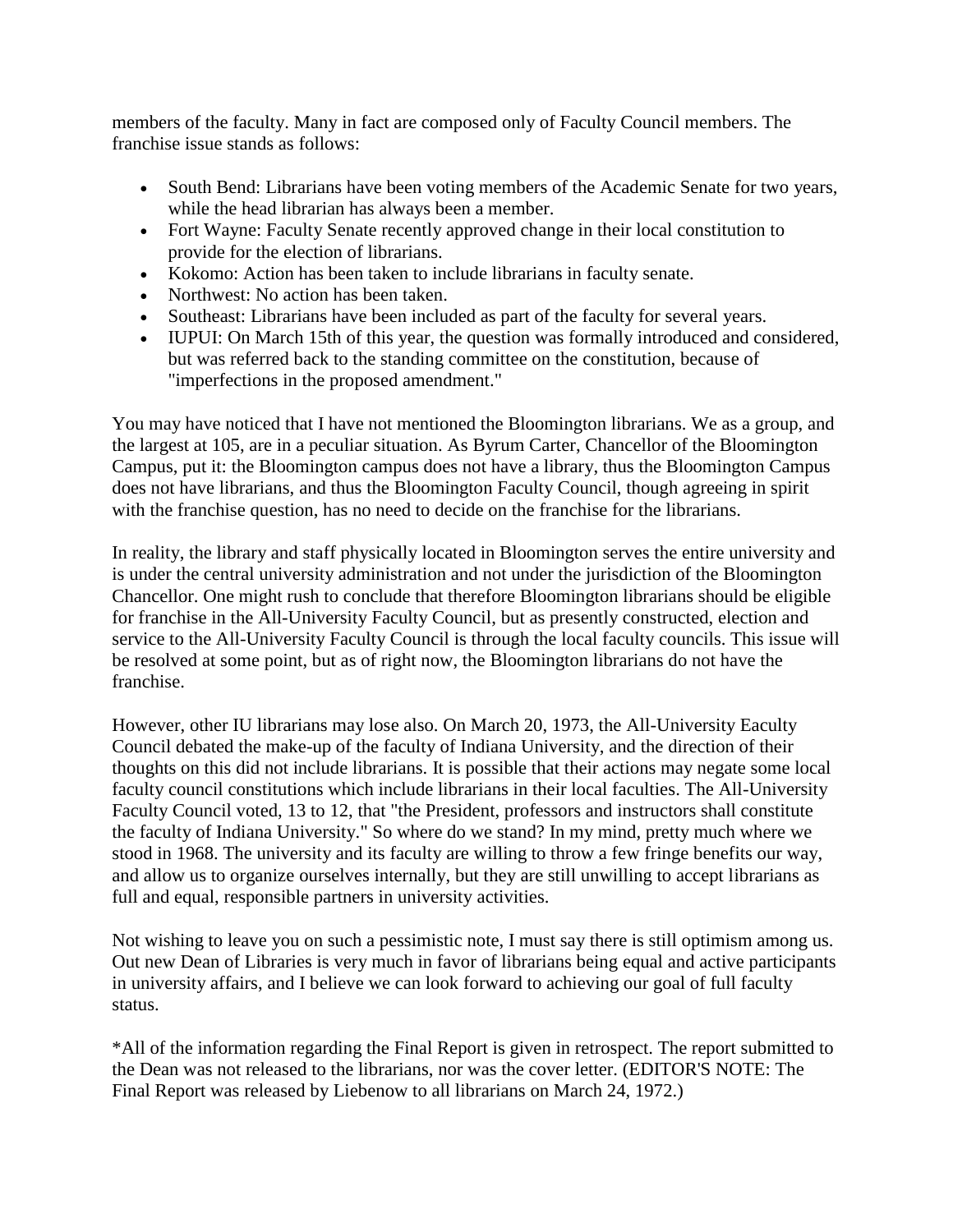members of the faculty. Many in fact are composed only of Faculty Council members. The franchise issue stands as follows:

- South Bend: Librarians have been voting members of the Academic Senate for two years, while the head librarian has always been a member.
- Fort Wayne: Faculty Senate recently approved change in their local constitution to provide for the election of librarians.
- Kokomo: Action has been taken to include librarians in faculty senate.
- Northwest: No action has been taken.
- Southeast: Librarians have been included as part of the faculty for several years.
- IUPUI: On March 15th of this year, the question was formally introduced and considered, but was referred back to the standing committee on the constitution, because of "imperfections in the proposed amendment."

You may have noticed that I have not mentioned the Bloomington librarians. We as a group, and the largest at 105, are in a peculiar situation. As Byrum Carter, Chancellor of the Bloomington Campus, put it: the Bloomington campus does not have a library, thus the Bloomington Campus does not have librarians, and thus the Bloomington Faculty Council, though agreeing in spirit with the franchise question, has no need to decide on the franchise for the librarians.

In reality, the library and staff physically located in Bloomington serves the entire university and is under the central university administration and not under the jurisdiction of the Bloomington Chancellor. One might rush to conclude that therefore Bloomington librarians should be eligible for franchise in the All-University Faculty Council, but as presently constructed, election and service to the All-University Faculty Council is through the local faculty councils. This issue will be resolved at some point, but as of right now, the Bloomington librarians do not have the franchise.

However, other IU librarians may lose also. On March 20, 1973, the All-University Eaculty Council debated the make-up of the faculty of Indiana University, and the direction of their thoughts on this did not include librarians. It is possible that their actions may negate some local faculty council constitutions which include librarians in their local faculties. The All-University Faculty Council voted, 13 to 12, that "the President, professors and instructors shall constitute the faculty of Indiana University." So where do we stand? In my mind, pretty much where we stood in 1968. The university and its faculty are willing to throw a few fringe benefits our way, and allow us to organize ourselves internally, but they are still unwilling to accept librarians as full and equal, responsible partners in university activities.

Not wishing to leave you on such a pessimistic note, I must say there is still optimism among us. Out new Dean of Libraries is very much in favor of librarians being equal and active participants in university affairs, and I believe we can look forward to achieving our goal of full faculty status.

*All of the information regarding the Final Report is given in retrospect. The report submitted to the Dean was not released to the librarians, nor was the cover letter. (EDITOR'S NOTE: The Final Report was released by Liebenow to all librarians on March 24, 1972.)